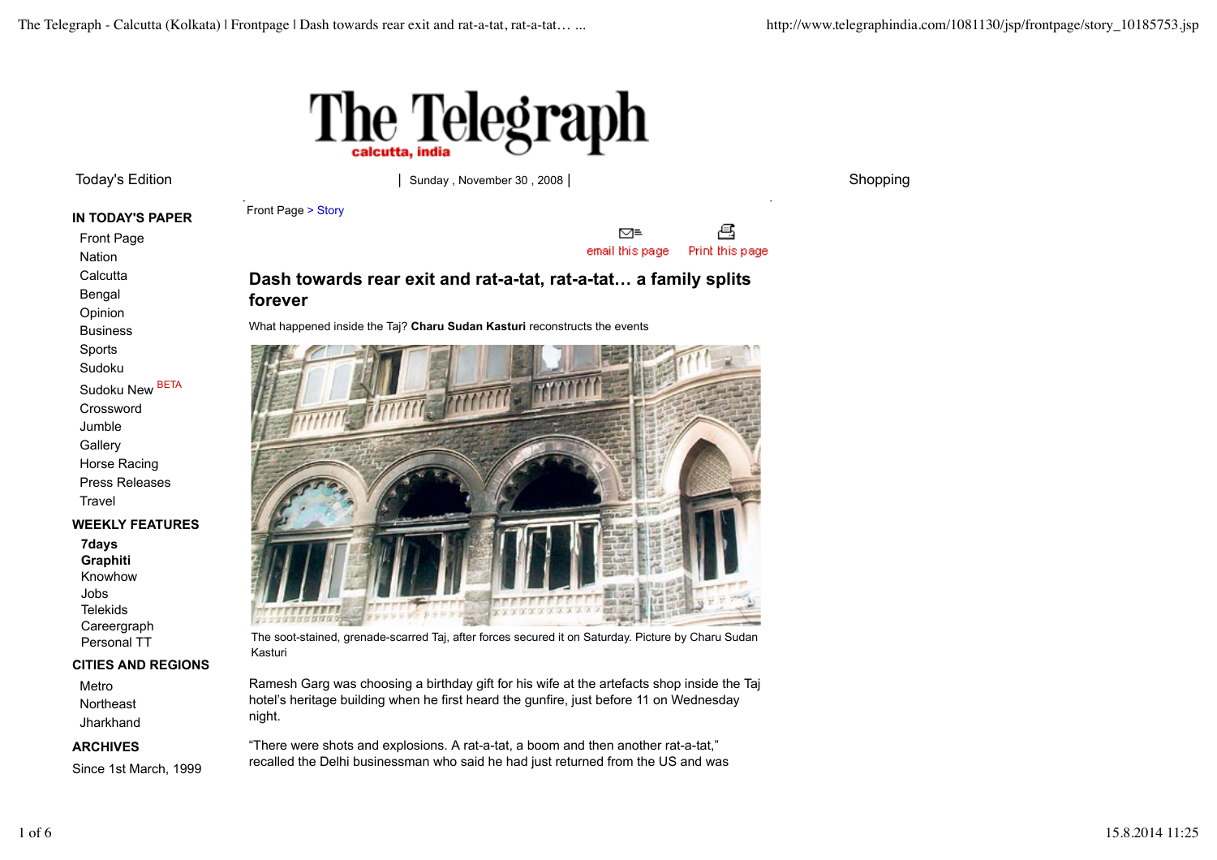# The Telegraph

calcutta, india

Today's Edition | Sunday , November 30 , 2008 | Shopping

**IN TODAY'S PAPER**

- Front Page
- Nation
- Calcutta
- Bengal
- Opinion
- Business
- Sports
- Sudoku
- Sudoku New BETA
- Crossword
- Jumble
- Gallery
- Horse Racing
- Press Releases
- Travel

**WEEKLY FEATURES**

- **7days**
- **Graphiti**
- Knowhow
- Jobs
- Telekids
- Careergraph
- Personal TT

**CITIES AND REGIONS**

- Metro
- Northeast
- Jharkhand

**ARCHIVES**

Since 1st March, 1999

Front Page > Story

email this page | Print this page

## Dash towards rear exit and rat-a-tat, rat-a-tat… a family splits forever

What happened inside the Taj? **Charu Sudan Kasturi** reconstructs the events

The soot-stained, grenade-scarred Taj, after forces secured it on Saturday. Picture by Charu Sudan Kasturi

Ramesh Garg was choosing a birthday gift for his wife at the artefacts shop inside the Taj hotel's heritage building when he first heard the gunfire, just before 11 on Wednesday night.

"There were shots and explosions. A rat-a-tat, a boom and then another rat-a-tat," recalled the Delhi businessman who said he had just returned from the US and was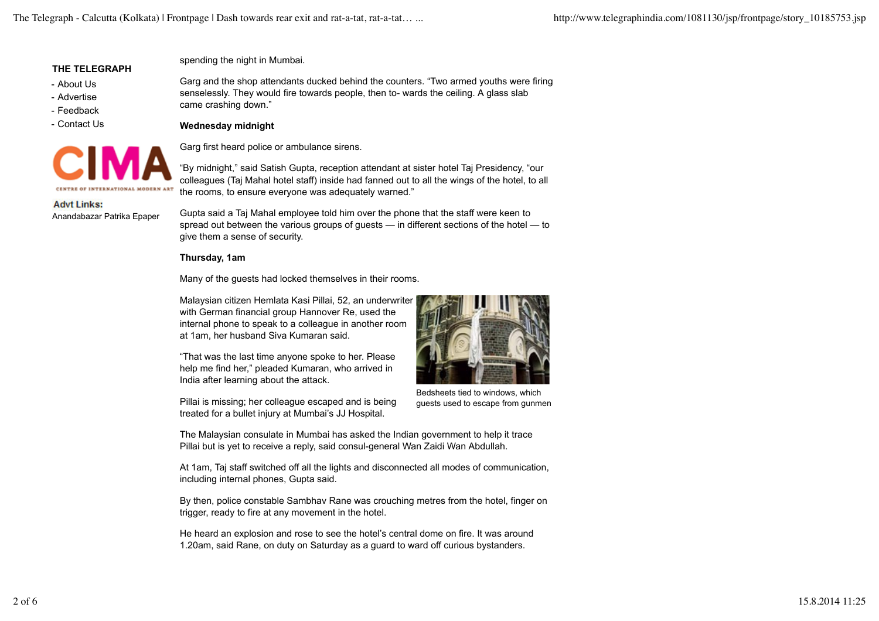spending the night in Mumbai.

Garg and the shop attendants ducked behind the counters. “Two armed youths were firing senselessly. They would fire towards people, then to- wards the ceiling. A glass slab came crashing down.”

**Wednesday midnight**

Garg first heard police or ambulance sirens.

“By midnight,” said Satish Gupta, reception attendant at sister hotel Taj Presidency, “our colleagues (Taj Mahal hotel staff) inside had fanned out to all the wings of the hotel, to all the rooms, to ensure everyone was adequately warned.”

Gupta said a Taj Mahal employee told him over the phone that the staff were keen to spread out between the various groups of guests — in different sections of the hotel — to give them a sense of security.

**Thursday, 1am**

Many of the guests had locked themselves in their rooms.

Malaysian citizen Hemlata Kasi Pillai, 52, an underwriter with German financial group Hannover Re, used the internal phone to speak to a colleague in another room at 1am, her husband Siva Kumaran said.

“That was the last time anyone spoke to her. Please help me find her,” pleaded Kumaran, who arrived in India after learning about the attack.

Bedsheets tied to windows, which guests used to escape from gunmen

Pillai is missing; her colleague escaped and is being treated for a bullet injury at Mumbai’s JJ Hospital.

The Malaysian consulate in Mumbai has asked the Indian government to help it trace Pillai but is yet to receive a reply, said consul-general Wan Zaidi Wan Abdullah.

At 1am, Taj staff switched off all the lights and disconnected all modes of communication, including internal phones, Gupta said.

By then, police constable Sambhav Rane was crouching metres from the hotel, finger on trigger, ready to fire at any movement in the hotel.

He heard an explosion and rose to see the hotel’s central dome on fire. It was around 1.20am, said Rane, on duty on Saturday as a guard to ward off curious bystanders.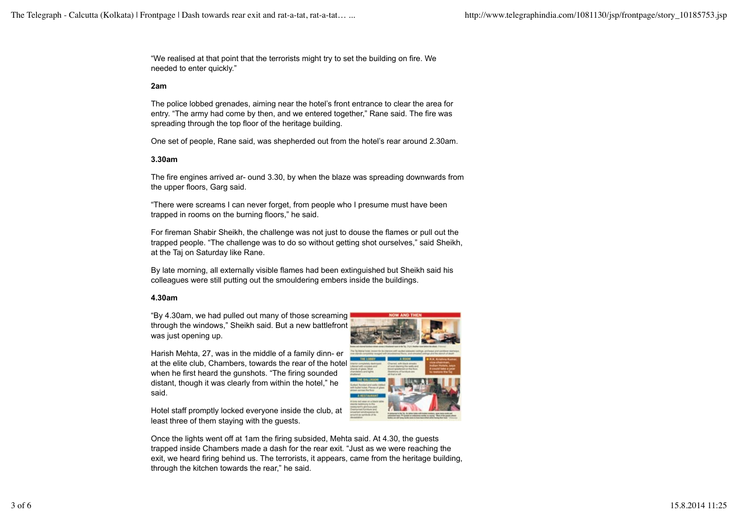"We realised at that point that the terrorists might try to set the building on fire. We needed to enter quickly."

**2am**

The police lobbed grenades, aiming near the hotel's front entrance to clear the area for entry. "The army had come by then, and we entered together," Rane said. The fire was spreading through the top floor of the heritage building.

One set of people, Rane said, was shepherded out from the hotel's rear around 2.30am.

**3.30am**

The fire engines arrived ar- ound 3.30, by when the blaze was spreading downwards from the upper floors, Garg said.

"There were screams I can never forget, from people who I presume must have been trapped in rooms on the burning floors," he said.

For fireman Shabir Sheikh, the challenge was not just to douse the flames or pull out the trapped people. "The challenge was to do so without getting shot ourselves," said Sheikh, at the Taj on Saturday like Rane.

By late morning, all externally visible flames had been extinguished but Sheikh said his colleagues were still putting out the smouldering embers inside the buildings.

**4.30am**

"By 4.30am, we had pulled out many of those screaming through the windows," Sheikh said. But a new battlefront was just opening up.

Harish Mehta, 27, was in the middle of a family dinn- er at the elite club, Chambers, towards the rear of the hotel when he first heard the gunshots. "The firing sounded distant, though it was clearly from within the hotel," he said.

Hotel staff promptly locked everyone inside the club, at least three of them staying with the guests.

Once the lights went off at 1am the firing subsided, Mehta said. At 4.30, the guests trapped inside Chambers made a dash for the rear exit. "Just as we were reaching the exit, we heard firing behind us. The terrorists, it appears, came from the heritage building, through the kitchen towards the rear," he said.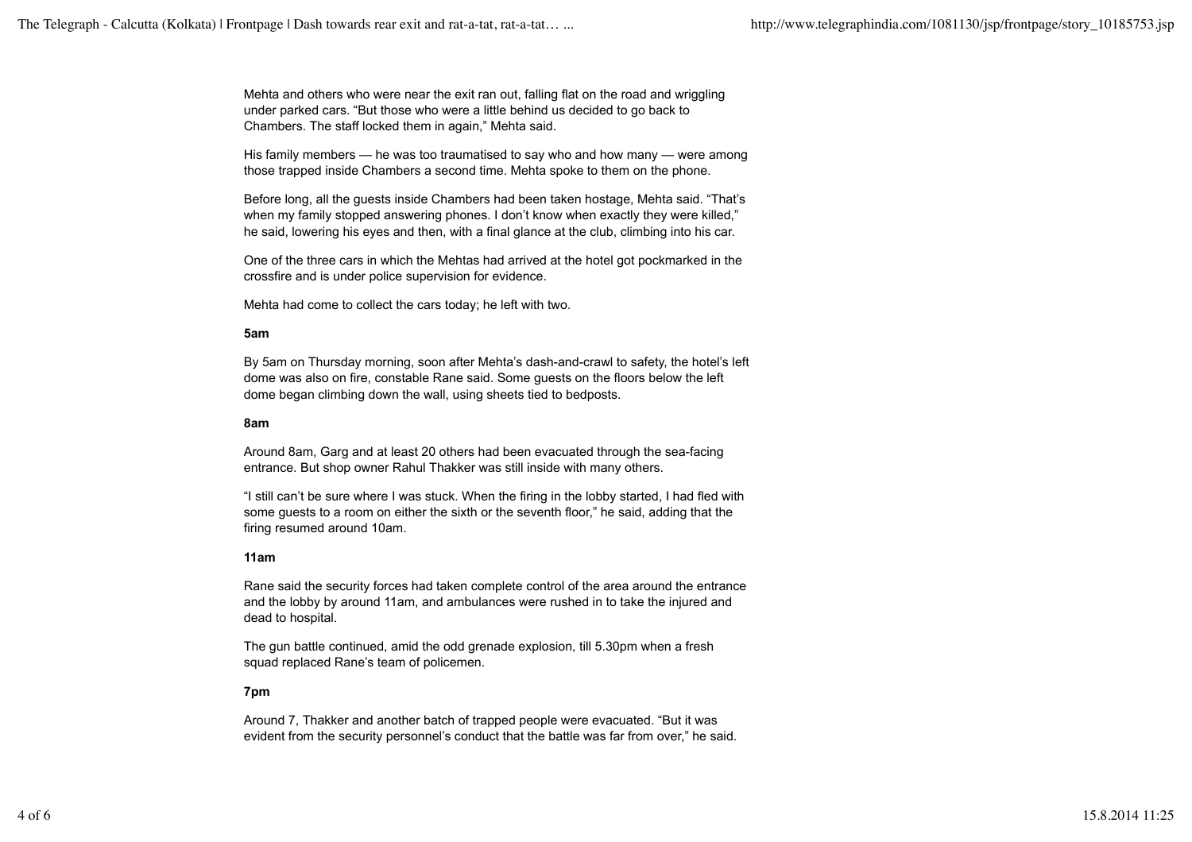Mehta and others who were near the exit ran out, falling flat on the road and wriggling under parked cars. “But those who were a little behind us decided to go back to Chambers. The staff locked them in again,” Mehta said.

His family members — he was too traumatised to say who and how many — were among those trapped inside Chambers a second time. Mehta spoke to them on the phone.

Before long, all the guests inside Chambers had been taken hostage, Mehta said. “That’s when my family stopped answering phones. I don’t know when exactly they were killed,” he said, lowering his eyes and then, with a final glance at the club, climbing into his car.

One of the three cars in which the Mehtas had arrived at the hotel got pockmarked in the crossfire and is under police supervision for evidence.

Mehta had come to collect the cars today; he left with two.

**5am**

By 5am on Thursday morning, soon after Mehta’s dash-and-crawl to safety, the hotel’s left dome was also on fire, constable Rane said. Some guests on the floors below the left dome began climbing down the wall, using sheets tied to bedposts.

**8am**

Around 8am, Garg and at least 20 others had been evacuated through the sea-facing entrance. But shop owner Rahul Thakker was still inside with many others.

“I still can’t be sure where I was stuck. When the firing in the lobby started, I had fled with some guests to a room on either the sixth or the seventh floor,” he said, adding that the firing resumed around 10am.

**11am**

Rane said the security forces had taken complete control of the area around the entrance and the lobby by around 11am, and ambulances were rushed in to take the injured and dead to hospital.

The gun battle continued, amid the odd grenade explosion, till 5.30pm when a fresh squad replaced Rane’s team of policemen.

**7pm**

Around 7, Thakker and another batch of trapped people were evacuated. “But it was evident from the security personnel’s conduct that the battle was far from over,” he said.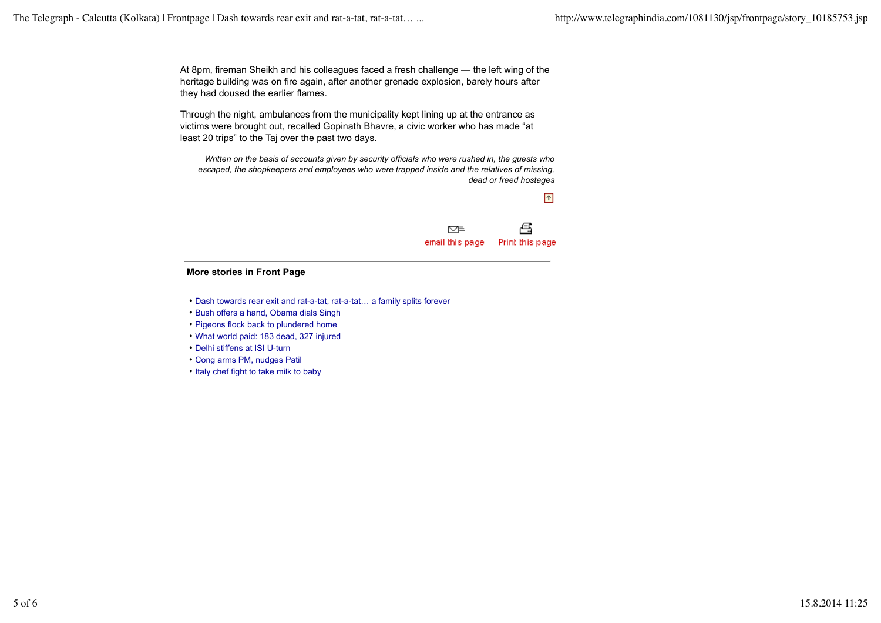At 8pm, fireman Sheikh and his colleagues faced a fresh challenge — the left wing of the heritage building was on fire again, after another grenade explosion, barely hours after they had doused the earlier flames.

Through the night, ambulances from the municipality kept lining up at the entrance as victims were brought out, recalled Gopinath Bhavre, a civic worker who has made "at least 20 trips" to the Taj over the past two days.

*Written on the basis of accounts given by security officials who were rushed in, the guests who escaped, the shopkeepers and employees who were trapped inside and the relatives of missing, dead or freed hostages*

email this page     Print this page

---

**More stories in Front Page**

- Dash towards rear exit and rat-a-tat, rat-a-tat… a family splits forever
- Bush offers a hand, Obama dials Singh
- Pigeons flock back to plundered home
- What world paid: 183 dead, 327 injured
- Delhi stiffens at ISI U-turn
- Cong arms PM, nudges Patil
- Italy chef fight to take milk to baby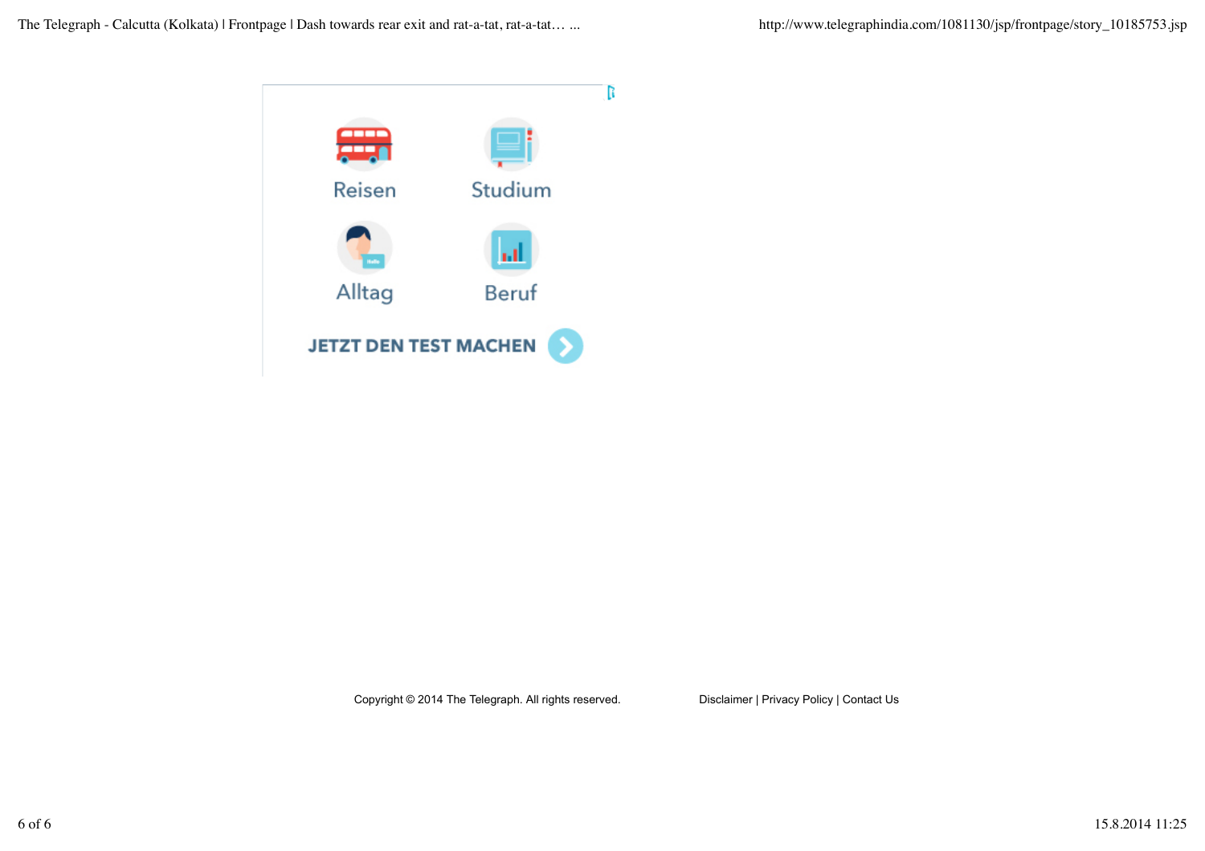Reisen

Studium

Alltag

Beruf

JETZT DEN TEST MACHEN

Copyright © 2014 The Telegraph. All rights reserved.

Disclaimer | Privacy Policy | Contact Us